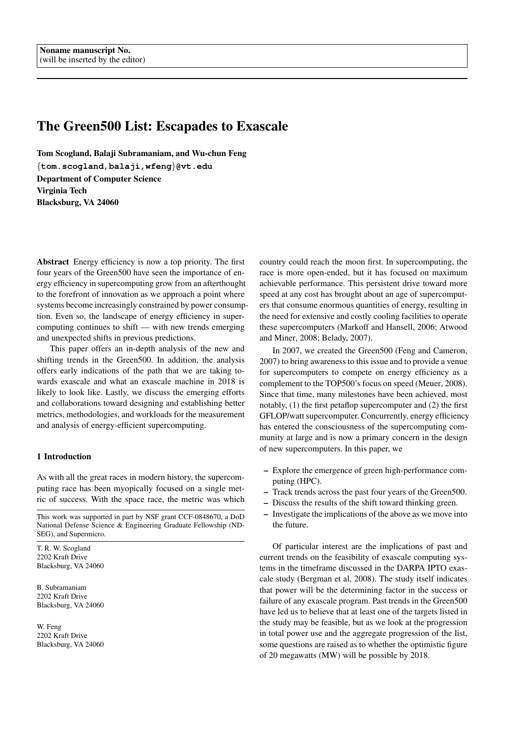Noname manuscript No.
(will be inserted by the editor)

# The Green500 List: Escapades to Exascale

**Tom Scogland, Balaji Subramaniam, and Wu-chun Feng**
**{tom.scogland,balaji,wfeng}@vt.edu**
**Department of Computer Science**
**Virginia Tech**
**Blacksburg, VA 24060**

**Abstract** Energy efficiency is now a top priority. The first four years of the Green500 have seen the importance of energy efficiency in supercomputing grow from an afterthought to the forefront of innovation as we approach a point where systems become increasingly constrained by power consumption. Even so, the landscape of energy efficiency in supercomputing continues to shift — with new trends emerging and unexpected shifts in previous predictions.

This paper offers an in-depth analysis of the new and shifting trends in the Green500. In addition, the analysis offers early indications of the path that we are taking towards exascale and what an exascale machine in 2018 is likely to look like. Lastly, we discuss the emerging efforts and collaborations toward designing and establishing better metrics, methodologies, and workloads for the measurement and analysis of energy-efficient supercomputing.

## 1 Introduction

As with all the great races in modern history, the supercomputing race has been myopically focused on a single metric of success. With the space race, the metric was which country could reach the moon first. In supercomputing, the race is more open-ended, but it has focused on maximum achievable performance. This persistent drive toward more speed at any cost has brought about an age of supercomputers that consume enormous quantities of energy, resulting in the need for extensive and costly cooling facilities to operate these supercomputers (Markoff and Hansell, 2006; Atwood and Miner, 2008; Belady, 2007).

In 2007, we created the Green500 (Feng and Cameron, 2007) to bring awareness to this issue and to provide a venue for supercomputers to compete on energy efficiency as a complement to the TOP500's focus on speed (Meuer, 2008). Since that time, many milestones have been achieved, most notably, (1) the first petaflop supercomputer and (2) the first GFLOP/watt supercomputer. Concurrently, energy efficiency has entered the consciousness of the supercomputing community at large and is now a primary concern in the design of new supercomputers. In this paper, we

- Explore the emergence of green high-performance computing (HPC).
- Track trends across the past four years of the Green500.
- Discuss the results of the shift toward thinking green.
- Investigate the implications of the above as we move into the future.

Of particular interest are the implications of past and current trends on the feasibility of exascale computing systems in the timeframe discussed in the DARPA IPTO exascale study (Bergman et al, 2008). The study itself indicates that power will be the determining factor in the success or failure of any exascale program. Past trends in the Green500 have led us to believe that at least one of the targets listed in the study may be feasible, but as we look at the progression in total power use and the aggregate progression of the list, some questions are raised as to whether the optimistic figure of 20 megawatts (MW) will be possible by 2018.

---

This work was supported in part by NSF grant CCF-0848670, a DoD National Defense Science & Engineering Graduate Fellowship (NDSEG), and Supermicro.

T. R. W. Scogland
2202 Kraft Drive
Blacksburg, VA 24060

B. Subramaniam
2202 Kraft Drive
Blacksburg, VA 24060

W. Feng
2202 Kraft Drive
Blacksburg, VA 24060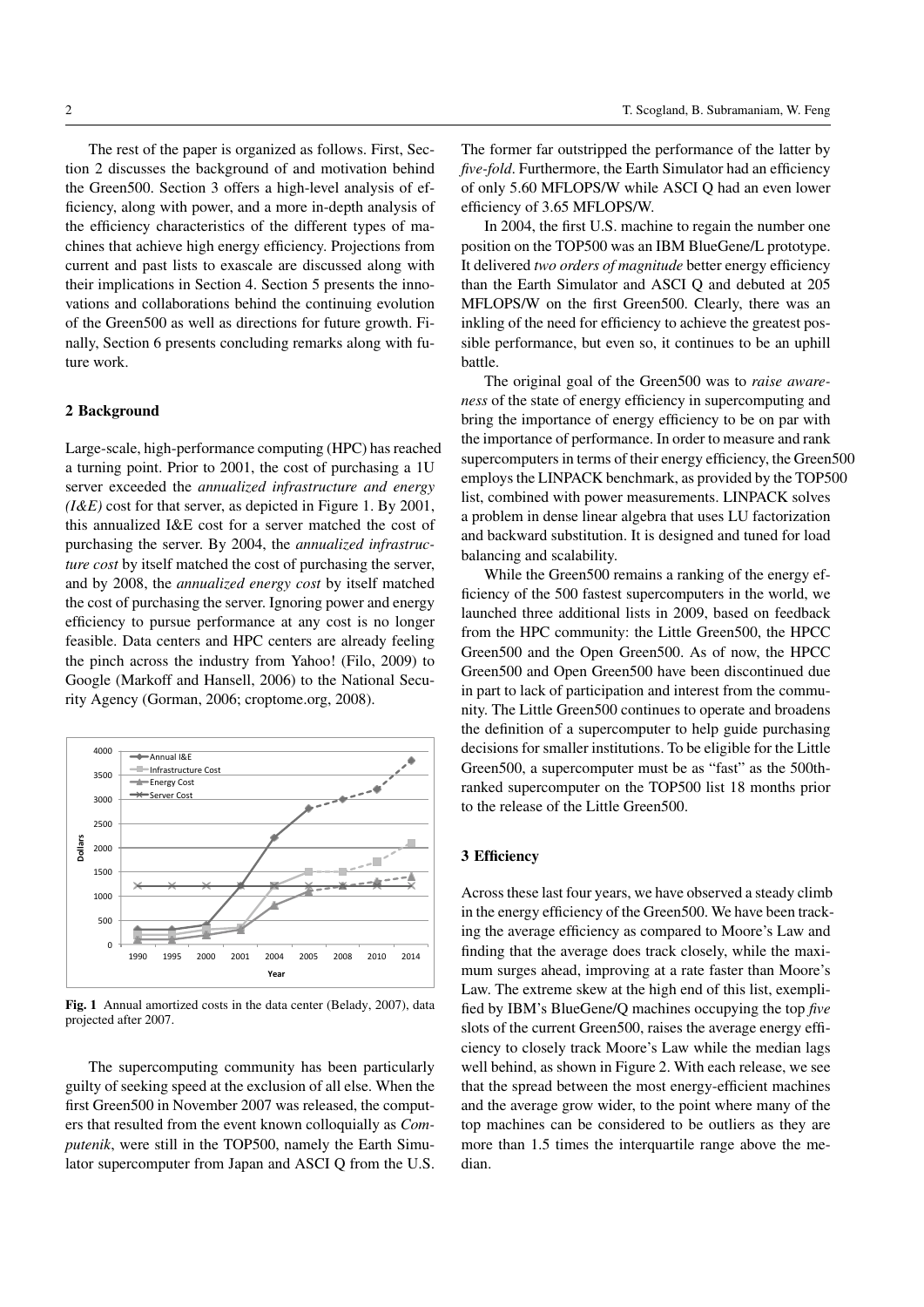The rest of the paper is organized as follows. First, Section 2 discusses the background of and motivation behind the Green500. Section 3 offers a high-level analysis of efficiency, along with power, and a more in-depth analysis of the efficiency characteristics of the different types of machines that achieve high energy efficiency. Projections from current and past lists to exascale are discussed along with their implications in Section 4. Section 5 presents the innovations and collaborations behind the continuing evolution of the Green500 as well as directions for future growth. Finally, Section 6 presents concluding remarks along with future work.

## 2 Background

Large-scale, high-performance computing (HPC) has reached a turning point. Prior to 2001, the cost of purchasing a 1U server exceeded the *annualized infrastructure and energy (I&E)* cost for that server, as depicted in Figure 1. By 2001, this annualized I&E cost for a server matched the cost of purchasing the server. By 2004, the *annualized infrastructure cost* by itself matched the cost of purchasing the server, and by 2008, the *annualized energy cost* by itself matched the cost of purchasing the server. Ignoring power and energy efficiency to pursue performance at any cost is no longer feasible. Data centers and HPC centers are already feeling the pinch across the industry from Yahoo! (Filo, 2009) to Google (Markoff and Hansell, 2006) to the National Security Agency (Gorman, 2006; croptome.org, 2008).

**Fig. 1** Annual amortized costs in the data center (Belady, 2007), data projected after 2007.

The supercomputing community has been particularly guilty of seeking speed at the exclusion of all else. When the first Green500 in November 2007 was released, the computers that resulted from the event known colloquially as *Computenik*, were still in the TOP500, namely the Earth Simulator supercomputer from Japan and ASCI Q from the U.S. The former far outstripped the performance of the latter by *five-fold*. Furthermore, the Earth Simulator had an efficiency of only 5.60 MFLOPS/W while ASCI Q had an even lower efficiency of 3.65 MFLOPS/W.

In 2004, the first U.S. machine to regain the number one position on the TOP500 was an IBM BlueGene/L prototype. It delivered *two orders of magnitude* better energy efficiency than the Earth Simulator and ASCI Q and debuted at 205 MFLOPS/W on the first Green500. Clearly, there was an inkling of the need for efficiency to achieve the greatest possible performance, but even so, it continues to be an uphill battle.

The original goal of the Green500 was to *raise awareness* of the state of energy efficiency in supercomputing and bring the importance of energy efficiency to be on par with the importance of performance. In order to measure and rank supercomputers in terms of their energy efficiency, the Green500 employs the LINPACK benchmark, as provided by the TOP500 list, combined with power measurements. LINPACK solves a problem in dense linear algebra that uses LU factorization and backward substitution. It is designed and tuned for load balancing and scalability.

While the Green500 remains a ranking of the energy efficiency of the 500 fastest supercomputers in the world, we launched three additional lists in 2009, based on feedback from the HPC community: the Little Green500, the HPCC Green500 and the Open Green500. As of now, the HPCC Green500 and Open Green500 have been discontinued due in part to lack of participation and interest from the community. The Little Green500 continues to operate and broadens the definition of a supercomputer to help guide purchasing decisions for smaller institutions. To be eligible for the Little Green500, a supercomputer must be as "fast" as the 500th-ranked supercomputer on the TOP500 list 18 months prior to the release of the Little Green500.

## 3 Efficiency

Across these last four years, we have observed a steady climb in the energy efficiency of the Green500. We have been tracking the average efficiency as compared to Moore's Law and finding that the average does track closely, while the maximum surges ahead, improving at a rate faster than Moore's Law. The extreme skew at the high end of this list, exemplified by IBM's BlueGene/Q machines occupying the top *five* slots of the current Green500, raises the average energy efficiency to closely track Moore's Law while the median lags well behind, as shown in Figure 2. With each release, we see that the spread between the most energy-efficient machines and the average grow wider, to the point where many of the top machines can be considered to be outliers as they are more than 1.5 times the interquartile range above the median.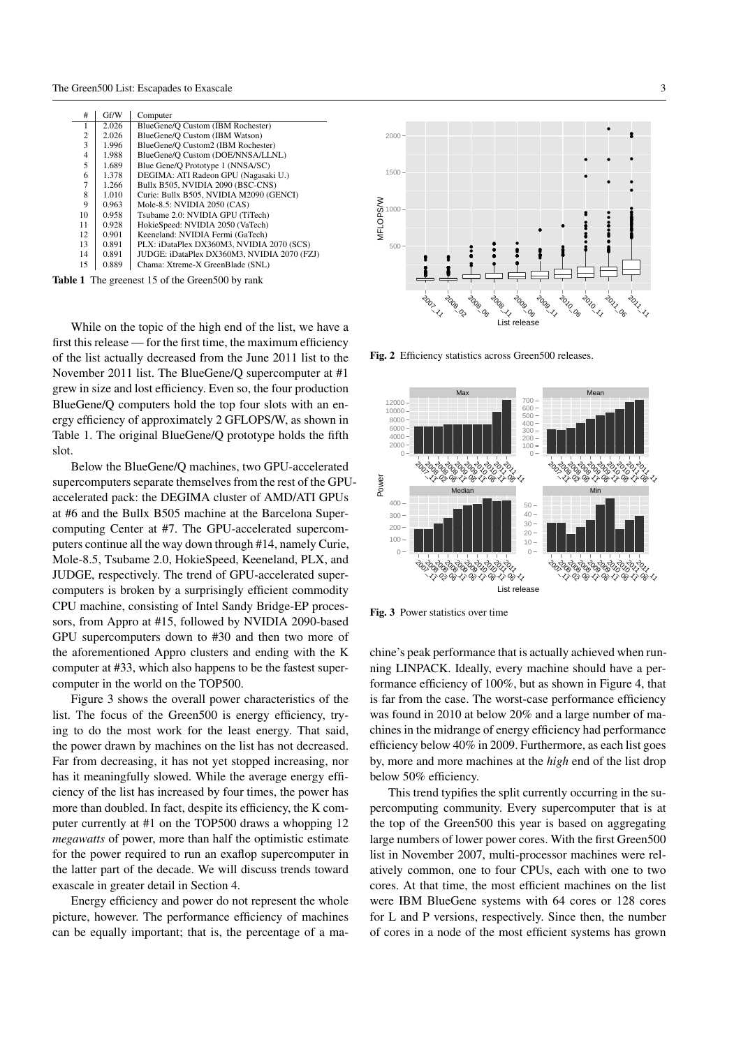| # | Gf/W | Computer |
|---|---|---|
| 1 | 2.026 | BlueGene/Q Custom (IBM Rochester) |
| 2 | 2.026 | BlueGene/Q Custom (IBM Watson) |
| 3 | 1.996 | BlueGene/Q Custom2 (IBM Rochester) |
| 4 | 1.988 | BlueGene/Q Custom (DOE/NNSA/LLNL) |
| 5 | 1.689 | Blue Gene/Q Prototype 1 (NNSA/SC) |
| 6 | 1.378 | DEGIMA: ATI Radeon GPU (Nagasaki U.) |
| 7 | 1.266 | Bullx B505, NVIDIA 2090 (BSC-CNS) |
| 8 | 1.010 | Curie: Bullx B505, NVIDIA M2090 (GENCI) |
| 9 | 0.963 | Mole-8.5: NVIDIA 2050 (CAS) |
| 10 | 0.958 | Tsubame 2.0: NVIDIA GPU (TiTech) |
| 11 | 0.928 | HokieSpeed: NVIDIA 2050 (VaTech) |
| 12 | 0.901 | Keeneland: NVIDIA Fermi (GaTech) |
| 13 | 0.891 | PLX: iDataPlex DX360M3, NVIDIA 2070 (SCS) |
| 14 | 0.891 | JUDGE: iDataPlex DX360M3, NVIDIA 2070 (FZJ) |
| 15 | 0.889 | Chama: Xtreme-X GreenBlade (SNL) |

**Table 1** The greenest 15 of the Green500 by rank

While on the topic of the high end of the list, we have a first this release — for the first time, the maximum efficiency of the list actually decreased from the June 2011 list to the November 2011 list. The BlueGene/Q supercomputer at #1 grew in size and lost efficiency. Even so, the four production BlueGene/Q computers hold the top four slots with an energy efficiency of approximately 2 GFLOPS/W, as shown in Table 1. The original BlueGene/Q prototype holds the fifth slot.

Below the BlueGene/Q machines, two GPU-accelerated supercomputers separate themselves from the rest of the GPU-accelerated pack: the DEGIMA cluster of AMD/ATI GPUs at #6 and the Bullx B505 machine at the Barcelona Supercomputing Center at #7. The GPU-accelerated supercomputers continue all the way down through #14, namely Curie, Mole-8.5, Tsubame 2.0, HokieSpeed, Keeneland, PLX, and JUDGE, respectively. The trend of GPU-accelerated supercomputers is broken by a surprisingly efficient commodity CPU machine, consisting of Intel Sandy Bridge-EP processors, from Appro at #15, followed by NVIDIA 2090-based GPU supercomputers down to #30 and then two more of the aforementioned Appro clusters and ending with the K computer at #33, which also happens to be the fastest supercomputer in the world on the TOP500.

Figure 3 shows the overall power characteristics of the list. The focus of the Green500 is energy efficiency, trying to do the most work for the least energy. That said, the power drawn by machines on the list has not decreased. Far from decreasing, it has not yet stopped increasing, nor has it meaningfully slowed. While the average energy efficiency of the list has increased by four times, the power has more than doubled. In fact, despite its efficiency, the K computer currently at #1 on the TOP500 draws a whopping 12 *megawatts* of power, more than half the optimistic estimate for the power required to run an exaflop supercomputer in the latter part of the decade. We will discuss trends toward exascale in greater detail in Section 4.

Energy efficiency and power do not represent the whole picture, however. The performance efficiency of machines can be equally important; that is, the percentage of a machine's peak performance that is actually achieved when running LINPACK. Ideally, every machine should have a performance efficiency of 100%, but as shown in Figure 4, that is far from the case. The worst-case performance efficiency was found in 2010 at below 20% and a large number of machines in the midrange of energy efficiency had performance efficiency below 40% in 2009. Furthermore, as each list goes by, more and more machines at the *high* end of the list drop below 50% efficiency.

**Fig. 2** Efficiency statistics across Green500 releases.

**Fig. 3** Power statistics over time

This trend typifies the split currently occurring in the supercomputing community. Every supercomputer that is at the top of the Green500 this year is based on aggregating large numbers of lower power cores. With the first Green500 list in November 2007, multi-processor machines were relatively common, one to four CPUs, each with one to two cores. At that time, the most efficient machines on the list were IBM BlueGene systems with 64 cores or 128 cores for L and P versions, respectively. Since then, the number of cores in a node of the most efficient systems has grown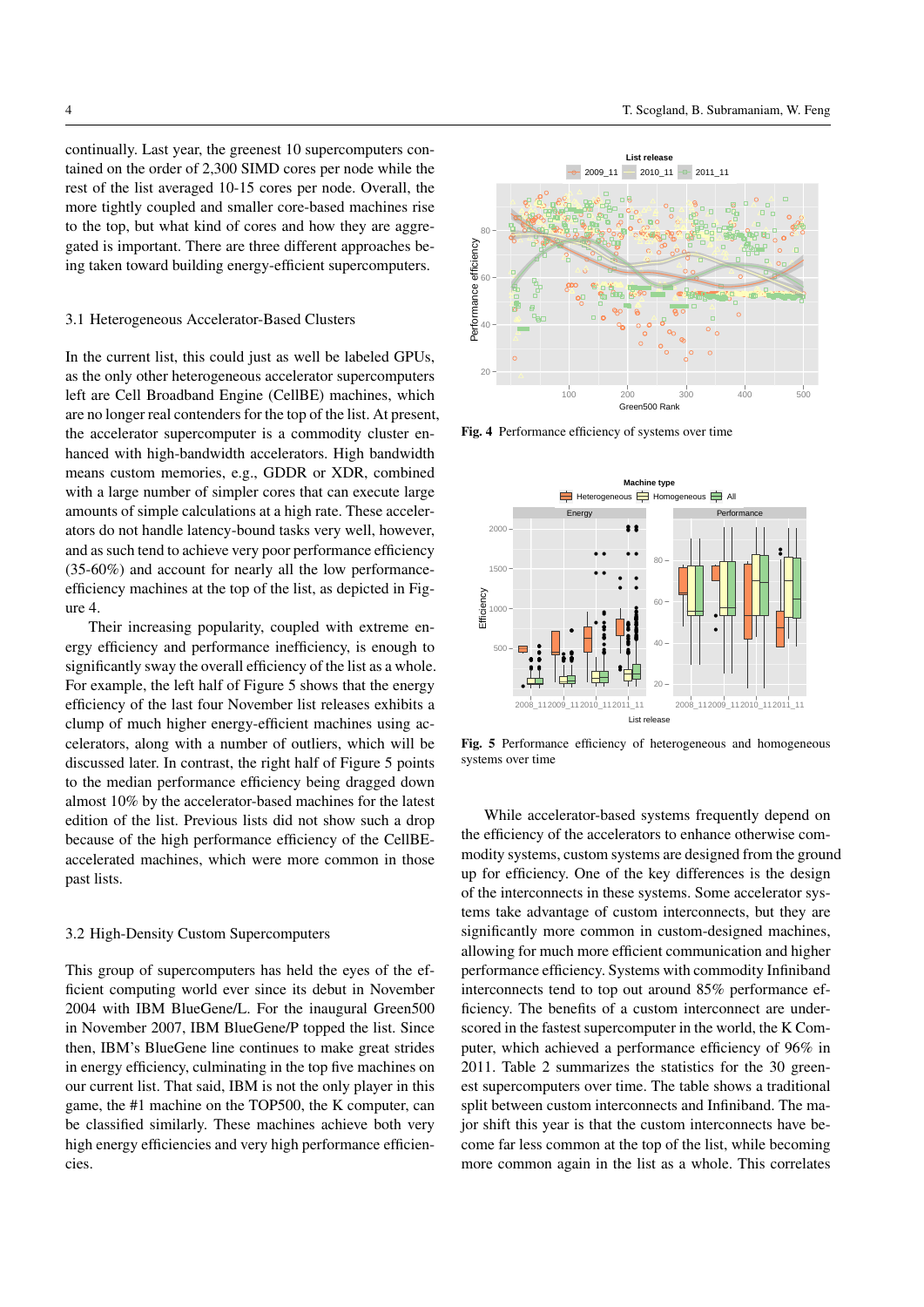continually. Last year, the greenest 10 supercomputers contained on the order of 2,300 SIMD cores per node while the rest of the list averaged 10-15 cores per node. Overall, the more tightly coupled and smaller core-based machines rise to the top, but what kind of cores and how they are aggregated is important. There are three different approaches being taken toward building energy-efficient supercomputers.

### 3.1 Heterogeneous Accelerator-Based Clusters

In the current list, this could just as well be labeled GPUs, as the only other heterogeneous accelerator supercomputers left are Cell Broadband Engine (CellBE) machines, which are no longer real contenders for the top of the list. At present, the accelerator supercomputer is a commodity cluster enhanced with high-bandwidth accelerators. High bandwidth means custom memories, e.g., GDDR or XDR, combined with a large number of simpler cores that can execute large amounts of simple calculations at a high rate. These accelerators do not handle latency-bound tasks very well, however, and as such tend to achieve very poor performance efficiency (35-60%) and account for nearly all the low performance-efficiency machines at the top of the list, as depicted in Figure 4.

Their increasing popularity, coupled with extreme energy efficiency and performance inefficiency, is enough to significantly sway the overall efficiency of the list as a whole. For example, the left half of Figure 5 shows that the energy efficiency of the last four November list releases exhibits a clump of much higher energy-efficient machines using accelerators, along with a number of outliers, which will be discussed later. In contrast, the right half of Figure 5 points to the median performance efficiency being dragged down almost 10% by the accelerator-based machines for the latest edition of the list. Previous lists did not show such a drop because of the high performance efficiency of the CellBE-accelerated machines, which were more common in those past lists.

### 3.2 High-Density Custom Supercomputers

This group of supercomputers has held the eyes of the efficient computing world ever since its debut in November 2004 with IBM BlueGene/L. For the inaugural Green500 in November 2007, IBM BlueGene/P topped the list. Since then, IBM's BlueGene line continues to make great strides in energy efficiency, culminating in the top five machines on our current list. That said, IBM is not the only player in this game, the #1 machine on the TOP500, the K computer, can be classified similarly. These machines achieve both very high energy efficiencies and very high performance efficiencies.

**Fig. 4** Performance efficiency of systems over time

**Fig. 5** Performance efficiency of heterogeneous and homogeneous systems over time

While accelerator-based systems frequently depend on the efficiency of the accelerators to enhance otherwise commodity systems, custom systems are designed from the ground up for efficiency. One of the key differences is the design of the interconnects in these systems. Some accelerator systems take advantage of custom interconnects, but they are significantly more common in custom-designed machines, allowing for much more efficient communication and higher performance efficiency. Systems with commodity Infiniband interconnects tend to top out around 85% performance efficiency. The benefits of a custom interconnect are underscored in the fastest supercomputer in the world, the K Computer, which achieved a performance efficiency of 96% in 2011. Table 2 summarizes the statistics for the 30 greenest supercomputers over time. The table shows a traditional split between custom interconnects and Infiniband. The major shift this year is that the custom interconnects have become far less common at the top of the list, while becoming more common again in the list as a whole. This correlates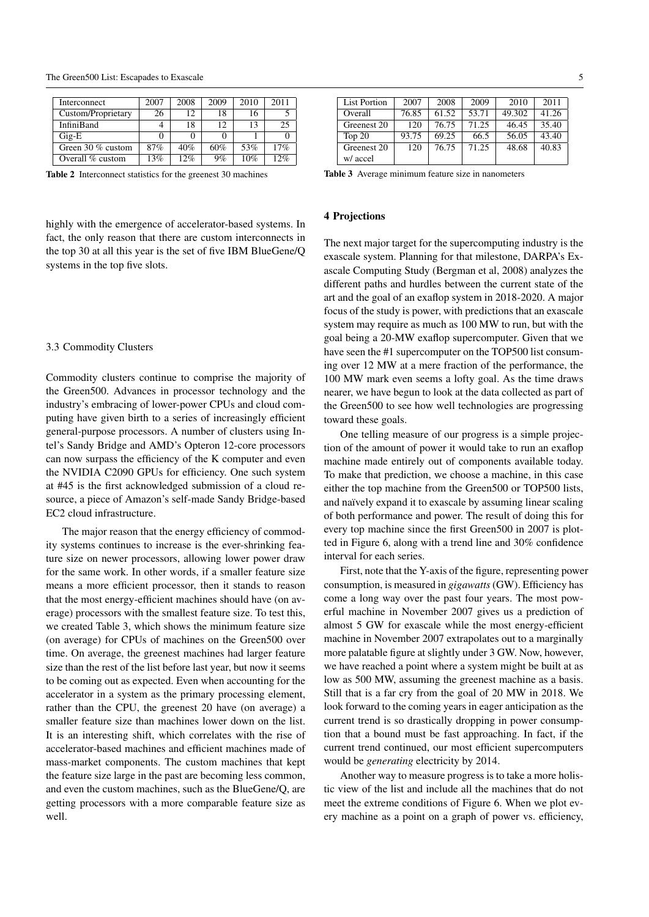| Interconnect | 2007 | 2008 | 2009 | 2010 | 2011 |
|---|---|---|---|---|---|
| Custom/Proprietary | 26 | 12 | 18 | 16 | 5 |
| InfiniBand | 4 | 18 | 12 | 13 | 25 |
| Gig-E | 0 | 0 | 0 | 1 | 0 |
| Green 30 % custom | 87% | 40% | 60% | 53% | 17% |
| Overall % custom | 13% | 12% | 9% | 10% | 12% |

**Table 2** Interconnect statistics for the greenest 30 machines

highly with the emergence of accelerator-based systems. In fact, the only reason that there are custom interconnects in the top 30 at all this year is the set of five IBM BlueGene/Q systems in the top five slots.

### 3.3 Commodity Clusters

Commodity clusters continue to comprise the majority of the Green500. Advances in processor technology and the industry's embracing of lower-power CPUs and cloud computing have given birth to a series of increasingly efficient general-purpose processors. A number of clusters using Intel's Sandy Bridge and AMD's Opteron 12-core processors can now surpass the efficiency of the K computer and even the NVIDIA C2090 GPUs for efficiency. One such system at #45 is the first acknowledged submission of a cloud resource, a piece of Amazon's self-made Sandy Bridge-based EC2 cloud infrastructure.

The major reason that the energy efficiency of commodity systems continues to increase is the ever-shrinking feature size on newer processors, allowing lower power draw for the same work. In other words, if a smaller feature size means a more efficient processor, then it stands to reason that the most energy-efficient machines should have (on average) processors with the smallest feature size. To test this, we created Table 3, which shows the minimum feature size (on average) for CPUs of machines on the Green500 over time. On average, the greenest machines had larger feature size than the rest of the list before last year, but now it seems to be coming out as expected. Even when accounting for the accelerator in a system as the primary processing element, rather than the CPU, the greenest 20 have (on average) a smaller feature size than machines lower down on the list. It is an interesting shift, which correlates with the rise of accelerator-based machines and efficient machines made of mass-market components. The custom machines that kept the feature size large in the past are becoming less common, and even the custom machines, such as the BlueGene/Q, are getting processors with a more comparable feature size as well.

| List Portion | 2007 | 2008 | 2009 | 2010 | 2011 |
|---|---|---|---|---|---|
| Overall | 76.85 | 61.52 | 53.71 | 49.302 | 41.26 |
| Greenest 20 | 120 | 76.75 | 71.25 | 46.45 | 35.40 |
| Top 20 | 93.75 | 69.25 | 66.5 | 56.05 | 43.40 |
| Greenest 20 w/ accel | 120 | 76.75 | 71.25 | 48.68 | 40.83 |

**Table 3** Average minimum feature size in nanometers

## 4 Projections

The next major target for the supercomputing industry is the exascale system. Planning for that milestone, DARPA's Exascale Computing Study (Bergman et al, 2008) analyzes the different paths and hurdles between the current state of the art and the goal of an exaflop system in 2018-2020. A major focus of the study is power, with predictions that an exascale system may require as much as 100 MW to run, but with the goal being a 20-MW exaflop supercomputer. Given that we have seen the #1 supercomputer on the TOP500 list consuming over 12 MW at a mere fraction of the performance, the 100 MW mark even seems a lofty goal. As the time draws nearer, we have begun to look at the data collected as part of the Green500 to see how well technologies are progressing toward these goals.

One telling measure of our progress is a simple projection of the amount of power it would take to run an exaflop machine made entirely out of components available today. To make that prediction, we choose a machine, in this case either the top machine from the Green500 or TOP500 lists, and naïvely expand it to exascale by assuming linear scaling of both performance and power. The result of doing this for every top machine since the first Green500 in 2007 is plotted in Figure 6, along with a trend line and 30% confidence interval for each series.

First, note that the Y-axis of the figure, representing power consumption, is measured in *gigawatts* (GW). Efficiency has come a long way over the past four years. The most powerful machine in November 2007 gives us a prediction of almost 5 GW for exascale while the most energy-efficient machine in November 2007 extrapolates out to a marginally more palatable figure at slightly under 3 GW. Now, however, we have reached a point where a system might be built at as low as 500 MW, assuming the greenest machine as a basis. Still that is a far cry from the goal of 20 MW in 2018. We look forward to the coming years in eager anticipation as the current trend is so drastically dropping in power consumption that a bound must be fast approaching. In fact, if the current trend continued, our most efficient supercomputers would be *generating* electricity by 2014.

Another way to measure progress is to take a more holistic view of the list and include all the machines that do not meet the extreme conditions of Figure 6. When we plot every machine as a point on a graph of power vs. efficiency,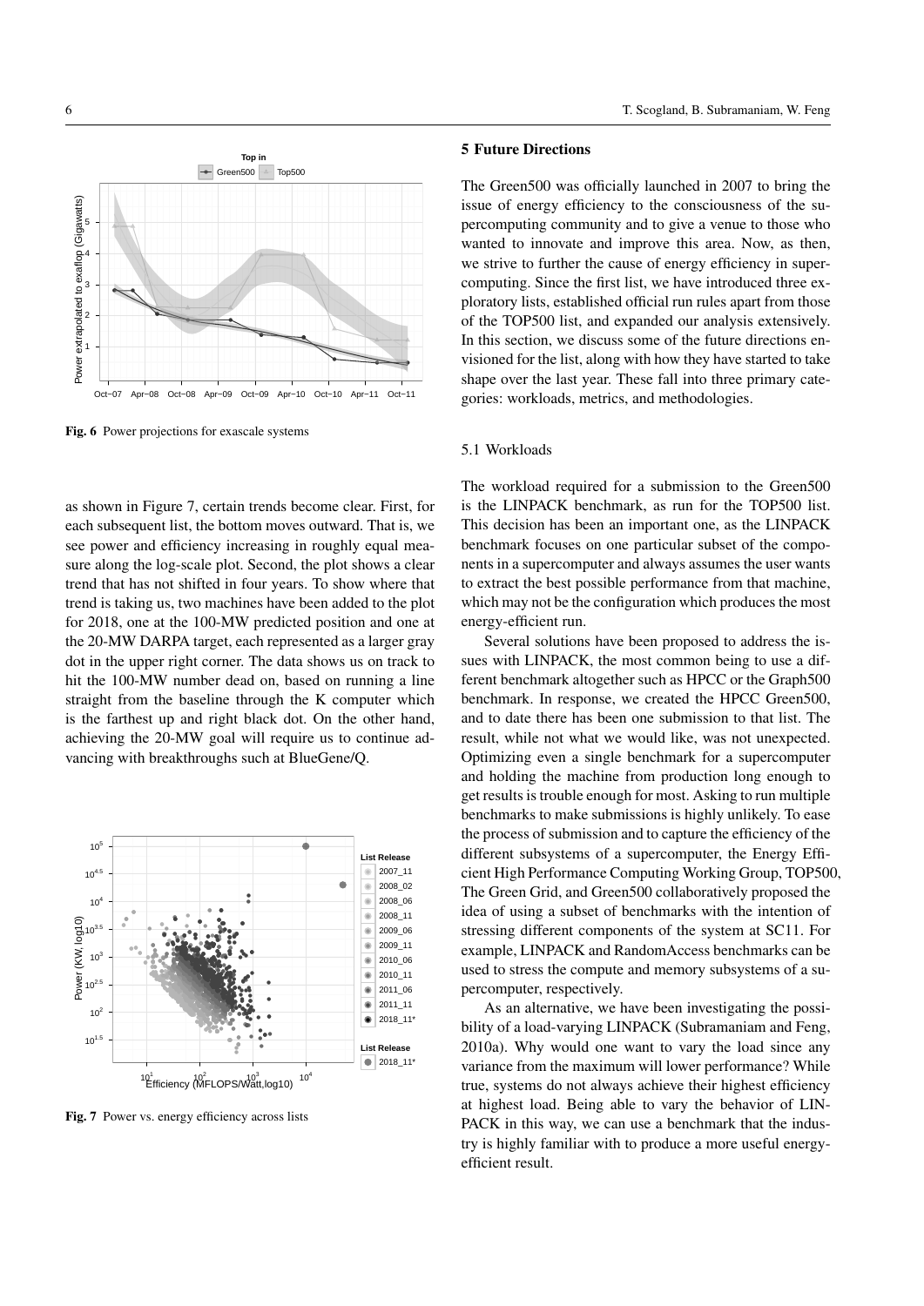Fig. 6 Power projections for exascale systems

as shown in Figure 7, certain trends become clear. First, for each subsequent list, the bottom moves outward. That is, we see power and efficiency increasing in roughly equal measure along the log-scale plot. Second, the plot shows a clear trend that has not shifted in four years. To show where that trend is taking us, two machines have been added to the plot for 2018, one at the 100-MW predicted position and one at the 20-MW DARPA target, each represented as a larger gray dot in the upper right corner. The data shows us on track to hit the 100-MW number dead on, based on running a line straight from the baseline through the K computer which is the farthest up and right black dot. On the other hand, achieving the 20-MW goal will require us to continue advancing with breakthroughs such at BlueGene/Q.

Fig. 7 Power vs. energy efficiency across lists

## 5 Future Directions

The Green500 was officially launched in 2007 to bring the issue of energy efficiency to the consciousness of the supercomputing community and to give a venue to those who wanted to innovate and improve this area. Now, as then, we strive to further the cause of energy efficiency in supercomputing. Since the first list, we have introduced three exploratory lists, established official run rules apart from those of the TOP500 list, and expanded our analysis extensively. In this section, we discuss some of the future directions envisioned for the list, along with how they have started to take shape over the last year. These fall into three primary categories: workloads, metrics, and methodologies.

### 5.1 Workloads

The workload required for a submission to the Green500 is the LINPACK benchmark, as run for the TOP500 list. This decision has been an important one, as the LINPACK benchmark focuses on one particular subset of the components in a supercomputer and always assumes the user wants to extract the best possible performance from that machine, which may not be the configuration which produces the most energy-efficient run.

Several solutions have been proposed to address the issues with LINPACK, the most common being to use a different benchmark altogether such as HPCC or the Graph500 benchmark. In response, we created the HPCC Green500, and to date there has been one submission to that list. The result, while not what we would like, was not unexpected. Optimizing even a single benchmark for a supercomputer and holding the machine from production long enough to get results is trouble enough for most. Asking to run multiple benchmarks to make submissions is highly unlikely. To ease the process of submission and to capture the efficiency of the different subsystems of a supercomputer, the Energy Efficient High Performance Computing Working Group, TOP500, The Green Grid, and Green500 collaboratively proposed the idea of using a subset of benchmarks with the intention of stressing different components of the system at SC11. For example, LINPACK and RandomAccess benchmarks can be used to stress the compute and memory subsystems of a supercomputer, respectively.

As an alternative, we have been investigating the possibility of a load-varying LINPACK (Subramaniam and Feng, 2010a). Why would one want to vary the load since any variance from the maximum will lower performance? While true, systems do not always achieve their highest efficiency at highest load. Being able to vary the behavior of LINPACK in this way, we can use a benchmark that the industry is highly familiar with to produce a more useful energy-efficient result.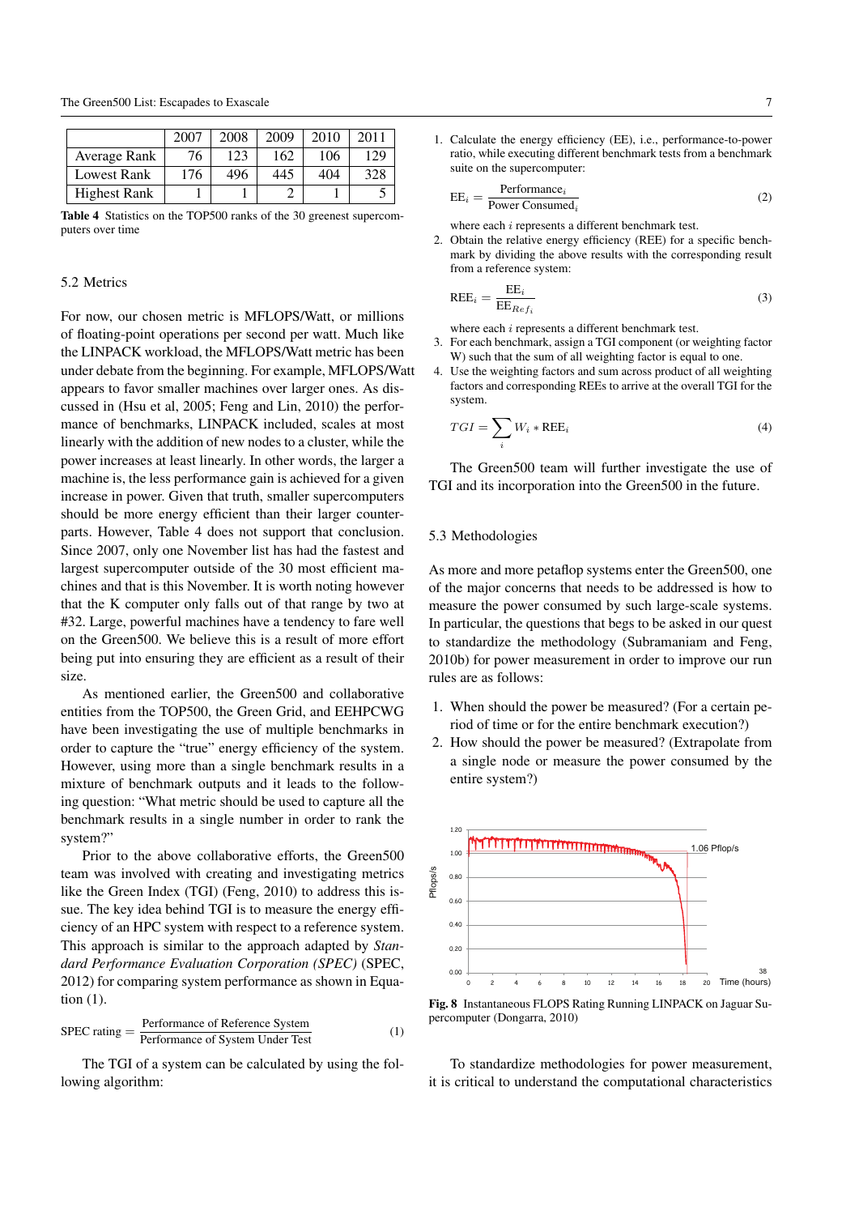|  | 2007 | 2008 | 2009 | 2010 | 2011 |
|---|---|---|---|---|---|
| Average Rank | 76 | 123 | 162 | 106 | 129 |
| Lowest Rank | 176 | 496 | 445 | 404 | 328 |
| Highest Rank | 1 | 1 | 2 | 1 | 5 |

**Table 4** Statistics on the TOP500 ranks of the 30 greenest supercomputers over time

### 5.2 Metrics

For now, our chosen metric is MFLOPS/Watt, or millions of floating-point operations per second per watt. Much like the LINPACK workload, the MFLOPS/Watt metric has been under debate from the beginning. For example, MFLOPS/Watt appears to favor smaller machines over larger ones. As discussed in (Hsu et al, 2005; Feng and Lin, 2010) the performance of benchmarks, LINPACK included, scales at most linearly with the addition of new nodes to a cluster, while the power increases at least linearly. In other words, the larger a machine is, the less performance gain is achieved for a given increase in power. Given that truth, smaller supercomputers should be more energy efficient than their larger counterparts. However, Table 4 does not support that conclusion. Since 2007, only one November list has had the fastest and largest supercomputer outside of the 30 most efficient machines and that is this November. It is worth noting however that the K computer only falls out of that range by two at #32. Large, powerful machines have a tendency to fare well on the Green500. We believe this is a result of more effort being put into ensuring they are efficient as a result of their size.

As mentioned earlier, the Green500 and collaborative entities from the TOP500, the Green Grid, and EEHPCWG have been investigating the use of multiple benchmarks in order to capture the "true" energy efficiency of the system. However, using more than a single benchmark results in a mixture of benchmark outputs and it leads to the following question: "What metric should be used to capture all the benchmark results in a single number in order to rank the system?"

Prior to the above collaborative efforts, the Green500 team was involved with creating and investigating metrics like the Green Index (TGI) (Feng, 2010) to address this issue. The key idea behind TGI is to measure the energy efficiency of an HPC system with respect to a reference system. This approach is similar to the approach adapted by *Standard Performance Evaluation Corporation (SPEC)* (SPEC, 2012) for comparing system performance as shown in Equation (1).

$$\text{SPEC rating} = \frac{\text{Performance of Reference System}}{\text{Performance of System Under Test}} \tag{1}$$

The TGI of a system can be calculated by using the following algorithm:

1. Calculate the energy efficiency (EE), i.e., performance-to-power ratio, while executing different benchmark tests from a benchmark suite on the supercomputer:

$$\text{EE}_i = \frac{\text{Performance}_i}{\text{Power Consumed}_i} \tag{2}$$

where each $i$ represents a different benchmark test.

2. Obtain the relative energy efficiency (REE) for a specific benchmark by dividing the above results with the corresponding result from a reference system:

$$\text{REE}_i = \frac{\text{EE}_i}{\text{EE}_{Ref_i}} \tag{3}$$

where each $i$ represents a different benchmark test.

3. For each benchmark, assign a TGI component (or weighting factor W) such that the sum of all weighting factor is equal to one.
4. Use the weighting factors and sum across product of all weighting factors and corresponding REEs to arrive at the overall TGI for the system.

$$TGI = \sum_i W_i * \text{REE}_i \tag{4}$$

The Green500 team will further investigate the use of TGI and its incorporation into the Green500 in the future.

### 5.3 Methodologies

As more and more petaflop systems enter the Green500, one of the major concerns that needs to be addressed is how to measure the power consumed by such large-scale systems. In particular, the questions that begs to be asked in our quest to standardize the methodology (Subramaniam and Feng, 2010b) for power measurement in order to improve our run rules are as follows:

1. When should the power be measured? (For a certain period of time or for the entire benchmark execution?)
2. How should the power be measured? (Extrapolate from a single node or measure the power consumed by the entire system?)

**Fig. 8** Instantaneous FLOPS Rating Running LINPACK on Jaguar Supercomputer (Dongarra, 2010)

To standardize methodologies for power measurement, it is critical to understand the computational characteristics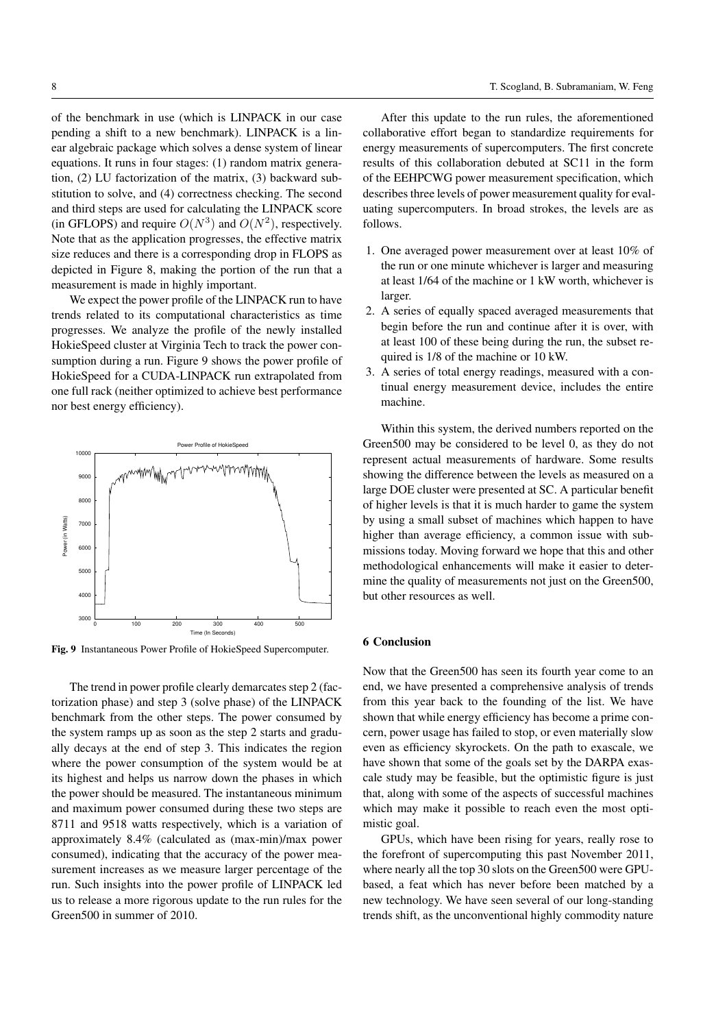of the benchmark in use (which is LINPACK in our case pending a shift to a new benchmark). LINPACK is a linear algebraic package which solves a dense system of linear equations. It runs in four stages: (1) random matrix generation, (2) LU factorization of the matrix, (3) backward substitution to solve, and (4) correctness checking. The second and third steps are used for calculating the LINPACK score (in GFLOPS) and require $O(N^3)$ and $O(N^2)$, respectively. Note that as the application progresses, the effective matrix size reduces and there is a corresponding drop in FLOPS as depicted in Figure 8, making the portion of the run that a measurement is made in highly important.

We expect the power profile of the LINPACK run to have trends related to its computational characteristics as time progresses. We analyze the profile of the newly installed HokieSpeed cluster at Virginia Tech to track the power consumption during a run. Figure 9 shows the power profile of HokieSpeed for a CUDA-LINPACK run extrapolated from one full rack (neither optimized to achieve best performance nor best energy efficiency).

**Fig. 9** Instantaneous Power Profile of HokieSpeed Supercomputer.

The trend in power profile clearly demarcates step 2 (factorization phase) and step 3 (solve phase) of the LINPACK benchmark from the other steps. The power consumed by the system ramps up as soon as the step 2 starts and gradually decays at the end of step 3. This indicates the region where the power consumption of the system would be at its highest and helps us narrow down the phases in which the power should be measured. The instantaneous minimum and maximum power consumed during these two steps are 8711 and 9518 watts respectively, which is a variation of approximately 8.4% (calculated as (max-min)/max power consumed), indicating that the accuracy of the power measurement increases as we measure larger percentage of the run. Such insights into the power profile of LINPACK led us to release a more rigorous update to the run rules for the Green500 in summer of 2010.

After this update to the run rules, the aforementioned collaborative effort began to standardize requirements for energy measurements of supercomputers. The first concrete results of this collaboration debuted at SC11 in the form of the EEHPCWG power measurement specification, which describes three levels of power measurement quality for evaluating supercomputers. In broad strokes, the levels are as follows.

1. One averaged power measurement over at least 10% of the run or one minute whichever is larger and measuring at least 1/64 of the machine or 1 kW worth, whichever is larger.
2. A series of equally spaced averaged measurements that begin before the run and continue after it is over, with at least 100 of these being during the run, the subset required is 1/8 of the machine or 10 kW.
3. A series of total energy readings, measured with a continual energy measurement device, includes the entire machine.

Within this system, the derived numbers reported on the Green500 may be considered to be level 0, as they do not represent actual measurements of hardware. Some results showing the difference between the levels as measured on a large DOE cluster were presented at SC. A particular benefit of higher levels is that it is much harder to game the system by using a small subset of machines which happen to have higher than average efficiency, a common issue with submissions today. Moving forward we hope that this and other methodological enhancements will make it easier to determine the quality of measurements not just on the Green500, but other resources as well.

## 6 Conclusion

Now that the Green500 has seen its fourth year come to an end, we have presented a comprehensive analysis of trends from this year back to the founding of the list. We have shown that while energy efficiency has become a prime concern, power usage has failed to stop, or even materially slow even as efficiency skyrockets. On the path to exascale, we have shown that some of the goals set by the DARPA exascale study may be feasible, but the optimistic figure is just that, along with some of the aspects of successful machines which may make it possible to reach even the most optimistic goal.

GPUs, which have been rising for years, really rose to the forefront of supercomputing this past November 2011, where nearly all the top 30 slots on the Green500 were GPU-based, a feat which has never before been matched by a new technology. We have seen several of our long-standing trends shift, as the unconventional highly commodity nature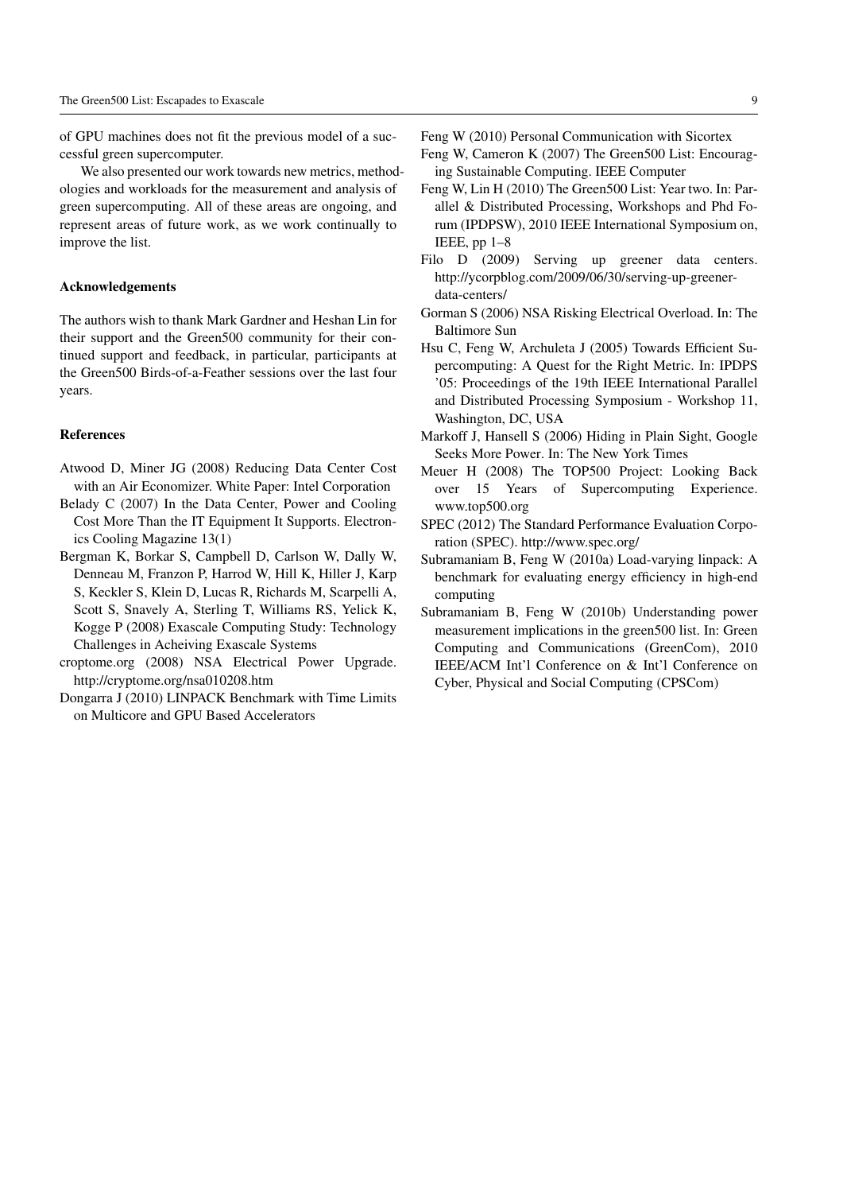of GPU machines does not fit the previous model of a successful green supercomputer.

We also presented our work towards new metrics, methodologies and workloads for the measurement and analysis of green supercomputing. All of these areas are ongoing, and represent areas of future work, as we work continually to improve the list.

#### Acknowledgements

The authors wish to thank Mark Gardner and Heshan Lin for their support and the Green500 community for their continued support and feedback, in particular, participants at the Green500 Birds-of-a-Feather sessions over the last four years.

#### References

Atwood D, Miner JG (2008) Reducing Data Center Cost with an Air Economizer. White Paper: Intel Corporation

Belady C (2007) In the Data Center, Power and Cooling Cost More Than the IT Equipment It Supports. Electronics Cooling Magazine 13(1)

Bergman K, Borkar S, Campbell D, Carlson W, Dally W, Denneau M, Franzon P, Harrod W, Hill K, Hiller J, Karp S, Keckler S, Klein D, Lucas R, Richards M, Scarpelli A, Scott S, Snavely A, Sterling T, Williams RS, Yelick K, Kogge P (2008) Exascale Computing Study: Technology Challenges in Acheiving Exascale Systems

croptome.org (2008) NSA Electrical Power Upgrade. http://cryptome.org/nsa010208.htm

Dongarra J (2010) LINPACK Benchmark with Time Limits on Multicore and GPU Based Accelerators

Feng W (2010) Personal Communication with Sicortex

Feng W, Cameron K (2007) The Green500 List: Encouraging Sustainable Computing. IEEE Computer

Feng W, Lin H (2010) The Green500 List: Year two. In: Parallel & Distributed Processing, Workshops and Phd Forum (IPDPSW), 2010 IEEE International Symposium on, IEEE, pp 1–8

Filo D (2009) Serving up greener data centers. http://ycorpblog.com/2009/06/30/serving-up-greener-data-centers/

Gorman S (2006) NSA Risking Electrical Overload. In: The Baltimore Sun

Hsu C, Feng W, Archuleta J (2005) Towards Efficient Supercomputing: A Quest for the Right Metric. In: IPDPS '05: Proceedings of the 19th IEEE International Parallel and Distributed Processing Symposium - Workshop 11, Washington, DC, USA

Markoff J, Hansell S (2006) Hiding in Plain Sight, Google Seeks More Power. In: The New York Times

Meuer H (2008) The TOP500 Project: Looking Back over 15 Years of Supercomputing Experience. www.top500.org

SPEC (2012) The Standard Performance Evaluation Corporation (SPEC). http://www.spec.org/

Subramaniam B, Feng W (2010a) Load-varying linpack: A benchmark for evaluating energy efficiency in high-end computing

Subramaniam B, Feng W (2010b) Understanding power measurement implications in the green500 list. In: Green Computing and Communications (GreenCom), 2010 IEEE/ACM Int'l Conference on & Int'l Conference on Cyber, Physical and Social Computing (CPSCom)